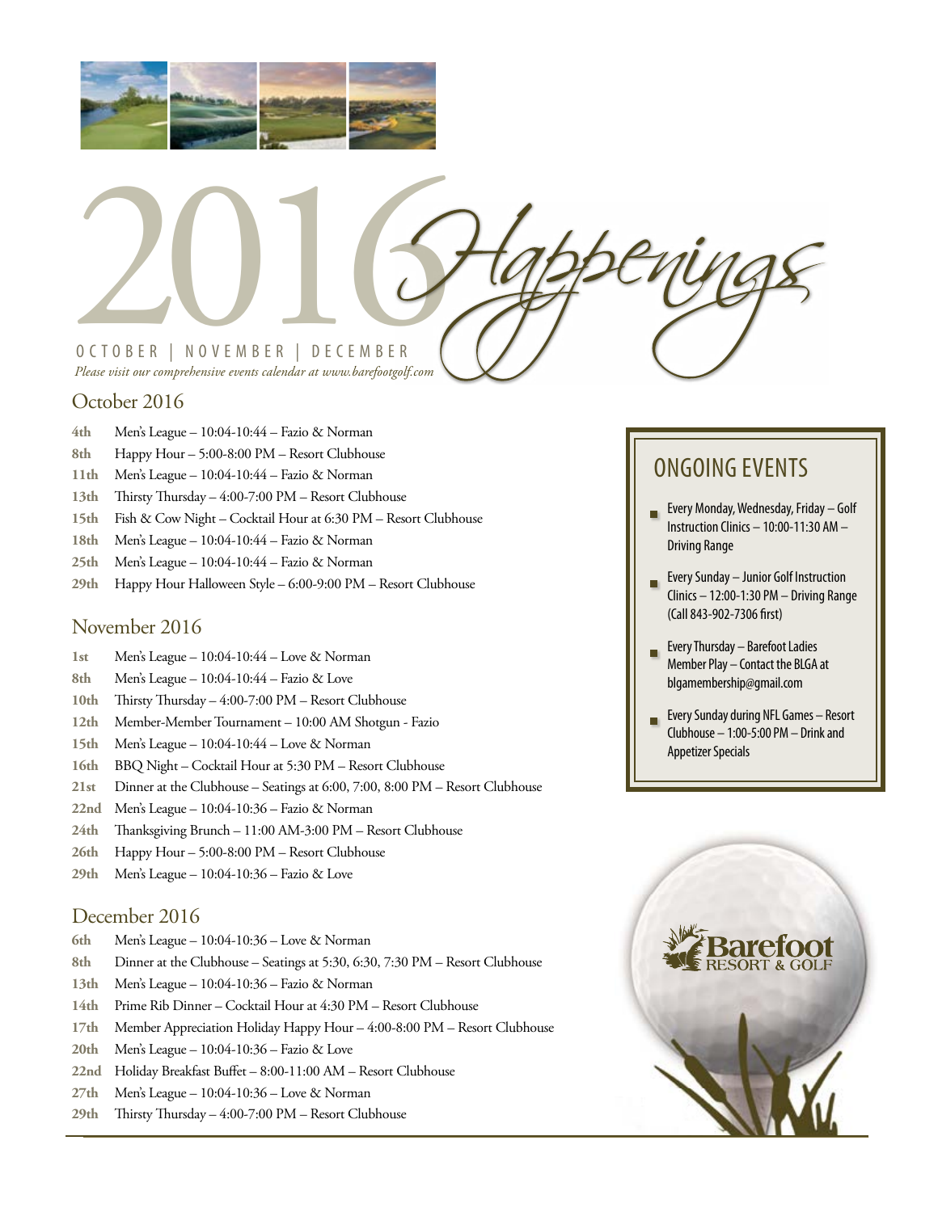# 2016 Happenings

OCTOBER | NOVEMBER | DECEMBER

*Please visit our comprehensive events calendar at www.barefootgolf.com*

## October 2016

- **4th** Men's League – 10:04-10:44 – Fazio & Norman
- **8th** Happy Hour – 5:00-8:00 PM – Resort Clubhouse
- **11th** Men's League – 10:04-10:44 – Fazio & Norman
- **13th** Thirsty Thursday – 4:00-7:00 PM – Resort Clubhouse
- **15th** Fish & Cow Night – Cocktail Hour at 6:30 PM – Resort Clubhouse
- **18th** Men's League – 10:04-10:44 – Fazio & Norman
- **25th** Men's League – 10:04-10:44 – Fazio & Norman
- **29th** Happy Hour Halloween Style – 6:00-9:00 PM – Resort Clubhouse

## November 2016

- **1st** Men's League – 10:04-10:44 – Love & Norman
- **8th** Men's League – 10:04-10:44 – Fazio & Love
- **10th** Thirsty Thursday – 4:00-7:00 PM – Resort Clubhouse
- **12th** Member-Member Tournament – 10:00 AM Shotgun - Fazio
- **15th** Men's League – 10:04-10:44 – Love & Norman
- **16th** BBQ Night – Cocktail Hour at 5:30 PM – Resort Clubhouse
- **21st** Dinner at the Clubhouse – Seatings at 6:00, 7:00, 8:00 PM – Resort Clubhouse
- **22nd** Men's League – 10:04-10:36 – Fazio & Norman
- **24th** Thanksgiving Brunch – 11:00 AM-3:00 PM – Resort Clubhouse
- **26th** Happy Hour – 5:00-8:00 PM – Resort Clubhouse
- **29th** Men's League – 10:04-10:36 – Fazio & Love

## December 2016

- **6th** Men's League – 10:04-10:36 – Love & Norman
- **8th** Dinner at the Clubhouse – Seatings at 5:30, 6:30, 7:30 PM – Resort Clubhouse
- **13th** Men's League – 10:04-10:36 – Fazio & Norman
- **14th** Prime Rib Dinner – Cocktail Hour at 4:30 PM – Resort Clubhouse
- **17th** Member Appreciation Holiday Happy Hour – 4:00-8:00 PM – Resort Clubhouse
- **20th** Men's League – 10:04-10:36 – Fazio & Love
- **22nd** Holiday Breakfast Buffet – 8:00-11:00 AM – Resort Clubhouse
- **27th** Men's League – 10:04-10:36 – Love & Norman
- **29th** Thirsty Thursday – 4:00-7:00 PM – Resort Clubhouse

## ONGOING EVENTS

- Every Monday, Wednesday, Friday – Golf Instruction Clinics – 10:00-11:30 AM – Driving Range
- Every Sunday – Junior Golf Instruction Clinics – 12:00-1:30 PM – Driving Range (Call 843-902-7306 first)
- Every Thursday – Barefoot Ladies Member Play – Contact the BLGA at blgamembership@gmail.com
- Every Sunday during NFL Games – Resort Clubhouse – 1:00-5:00 PM – Drink and Appetizer Specials

Barefoot RESORT & GOLF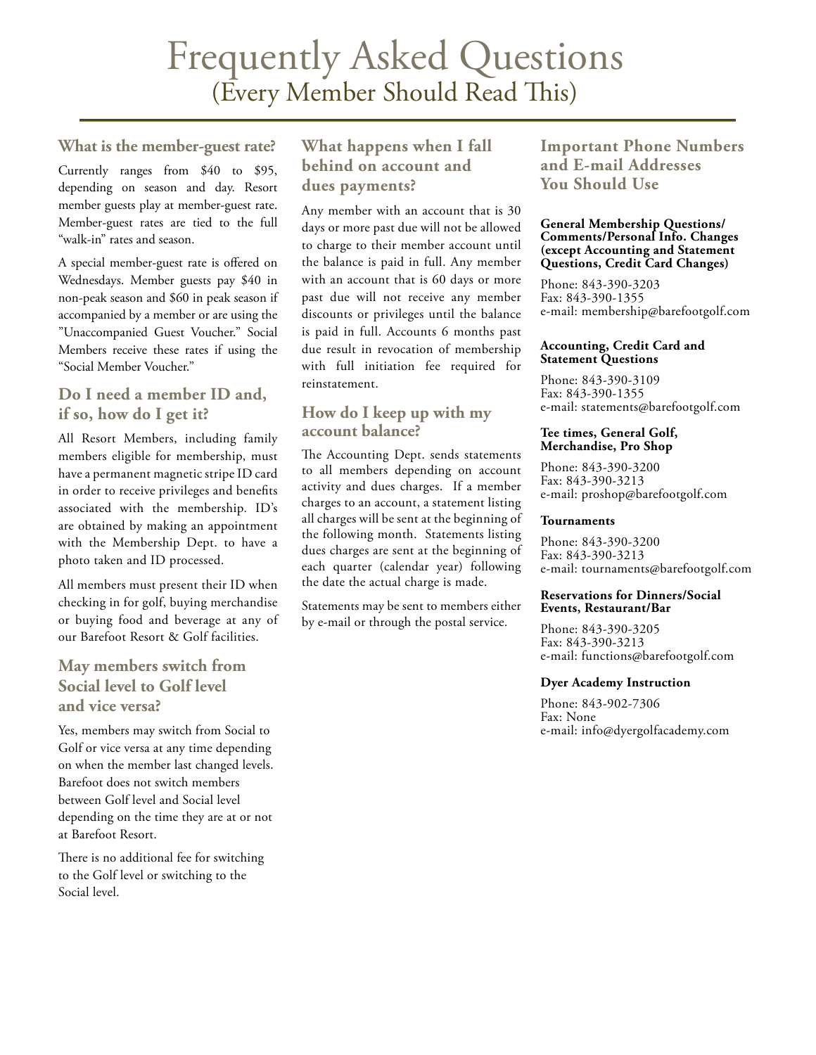# Frequently Asked Questions
## (Every Member Should Read This)

### What is the member-guest rate?

Currently ranges from $40 to $95, depending on season and day. Resort member guests play at member-guest rate. Member-guest rates are tied to the full "walk-in" rates and season.

A special member-guest rate is offered on Wednesdays. Member guests pay $40 in non-peak season and $60 in peak season if accompanied by a member or are using the "Unaccompanied Guest Voucher." Social Members receive these rates if using the "Social Member Voucher."

### Do I need a member ID and, if so, how do I get it?

All Resort Members, including family members eligible for membership, must have a permanent magnetic stripe ID card in order to receive privileges and benefits associated with the membership. ID's are obtained by making an appointment with the Membership Dept. to have a photo taken and ID processed.

All members must present their ID when checking in for golf, buying merchandise or buying food and beverage at any of our Barefoot Resort & Golf facilities.

### May members switch from Social level to Golf level and vice versa?

Yes, members may switch from Social to Golf or vice versa at any time depending on when the member last changed levels. Barefoot does not switch members between Golf level and Social level depending on the time they are at or not at Barefoot Resort.

There is no additional fee for switching to the Golf level or switching to the Social level.

### What happens when I fall behind on account and dues payments?

Any member with an account that is 30 days or more past due will not be allowed to charge to their member account until the balance is paid in full. Any member with an account that is 60 days or more past due will not receive any member discounts or privileges until the balance is paid in full. Accounts 6 months past due result in revocation of membership with full initiation fee required for reinstatement.

### How do I keep up with my account balance?

The Accounting Dept. sends statements to all members depending on account activity and dues charges. If a member charges to an account, a statement listing all charges will be sent at the beginning of the following month. Statements listing dues charges are sent at the beginning of each quarter (calendar year) following the date the actual charge is made.

Statements may be sent to members either by e-mail or through the postal service.

### Important Phone Numbers and E-mail Addresses You Should Use

**General Membership Questions/ Comments/Personal Info. Changes (except Accounting and Statement Questions, Credit Card Changes)**

Phone: 843-390-3203
Fax: 843-390-1355
e-mail: membership@barefootgolf.com

**Accounting, Credit Card and Statement Questions**

Phone: 843-390-3109
Fax: 843-390-1355
e-mail: statements@barefootgolf.com

**Tee times, General Golf, Merchandise, Pro Shop**

Phone: 843-390-3200
Fax: 843-390-3213
e-mail: proshop@barefootgolf.com

**Tournaments**

Phone: 843-390-3200
Fax: 843-390-3213
e-mail: tournaments@barefootgolf.com

**Reservations for Dinners/Social Events, Restaurant/Bar**

Phone: 843-390-3205
Fax: 843-390-3213
e-mail: functions@barefootgolf.com

**Dyer Academy Instruction**

Phone: 843-902-7306
Fax: None
e-mail: info@dyergolfacademy.com